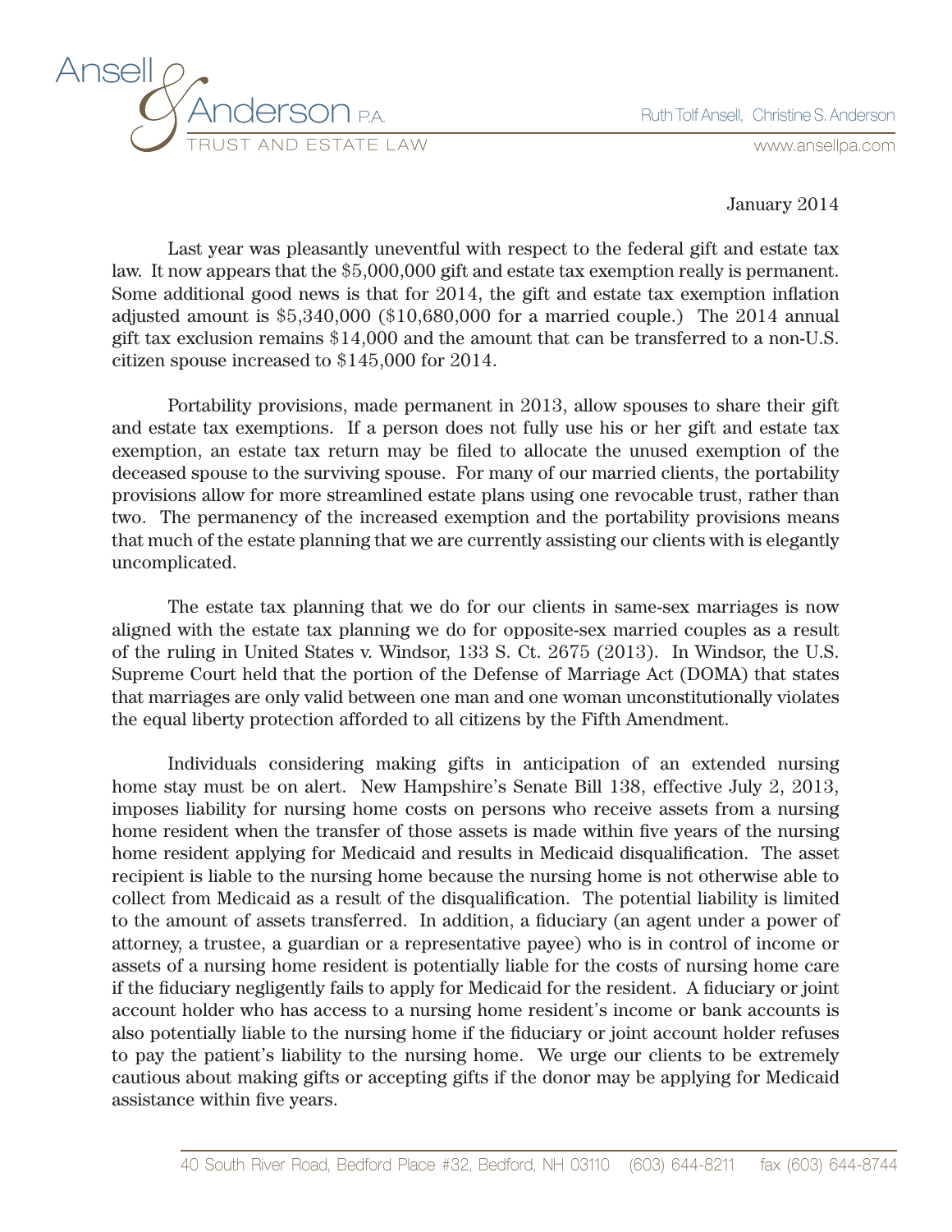Ansell & Anderson P.A.
TRUST AND ESTATE LAW

Ruth Tolf Ansell, Christine S. Anderson
www.ansellpa.com

January 2014

Last year was pleasantly uneventful with respect to the federal gift and estate tax law. It now appears that the $5,000,000 gift and estate tax exemption really is permanent. Some additional good news is that for 2014, the gift and estate tax exemption inflation adjusted amount is $5,340,000 ($10,680,000 for a married couple.) The 2014 annual gift tax exclusion remains $14,000 and the amount that can be transferred to a non-U.S. citizen spouse increased to $145,000 for 2014.

Portability provisions, made permanent in 2013, allow spouses to share their gift and estate tax exemptions. If a person does not fully use his or her gift and estate tax exemption, an estate tax return may be filed to allocate the unused exemption of the deceased spouse to the surviving spouse. For many of our married clients, the portability provisions allow for more streamlined estate plans using one revocable trust, rather than two. The permanency of the increased exemption and the portability provisions means that much of the estate planning that we are currently assisting our clients with is elegantly uncomplicated.

The estate tax planning that we do for our clients in same-sex marriages is now aligned with the estate tax planning we do for opposite-sex married couples as a result of the ruling in United States v. Windsor, 133 S. Ct. 2675 (2013). In Windsor, the U.S. Supreme Court held that the portion of the Defense of Marriage Act (DOMA) that states that marriages are only valid between one man and one woman unconstitutionally violates the equal liberty protection afforded to all citizens by the Fifth Amendment.

Individuals considering making gifts in anticipation of an extended nursing home stay must be on alert. New Hampshire's Senate Bill 138, effective July 2, 2013, imposes liability for nursing home costs on persons who receive assets from a nursing home resident when the transfer of those assets is made within five years of the nursing home resident applying for Medicaid and results in Medicaid disqualification. The asset recipient is liable to the nursing home because the nursing home is not otherwise able to collect from Medicaid as a result of the disqualification. The potential liability is limited to the amount of assets transferred. In addition, a fiduciary (an agent under a power of attorney, a trustee, a guardian or a representative payee) who is in control of income or assets of a nursing home resident is potentially liable for the costs of nursing home care if the fiduciary negligently fails to apply for Medicaid for the resident. A fiduciary or joint account holder who has access to a nursing home resident's income or bank accounts is also potentially liable to the nursing home if the fiduciary or joint account holder refuses to pay the patient's liability to the nursing home. We urge our clients to be extremely cautious about making gifts or accepting gifts if the donor may be applying for Medicaid assistance within five years.

40 South River Road, Bedford Place #32, Bedford, NH 03110 (603) 644-8211 fax (603) 644-8744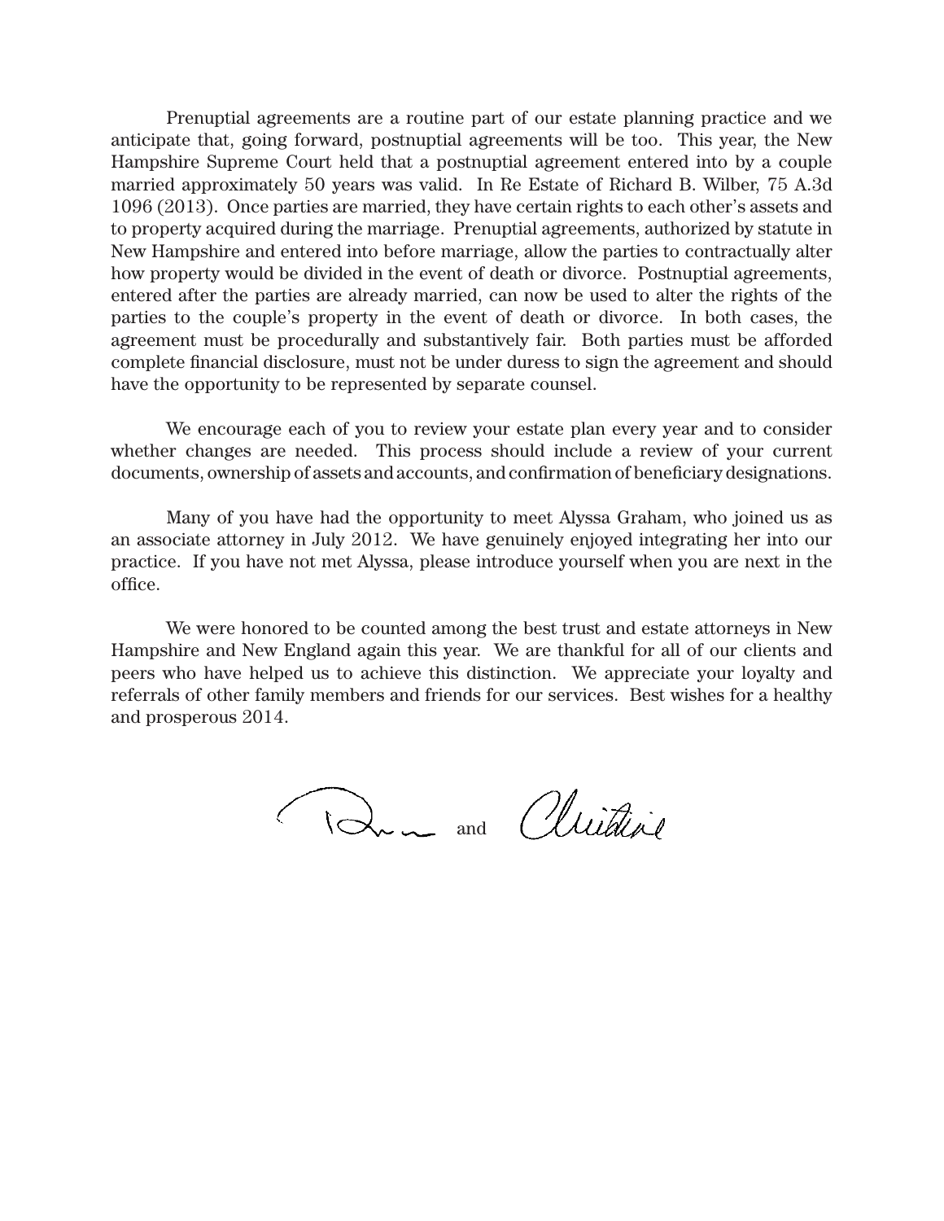Prenuptial agreements are a routine part of our estate planning practice and we anticipate that, going forward, postnuptial agreements will be too. This year, the New Hampshire Supreme Court held that a postnuptial agreement entered into by a couple married approximately 50 years was valid. In Re Estate of Richard B. Wilber, 75 A.3d 1096 (2013). Once parties are married, they have certain rights to each other's assets and to property acquired during the marriage. Prenuptial agreements, authorized by statute in New Hampshire and entered into before marriage, allow the parties to contractually alter how property would be divided in the event of death or divorce. Postnuptial agreements, entered after the parties are already married, can now be used to alter the rights of the parties to the couple's property in the event of death or divorce. In both cases, the agreement must be procedurally and substantively fair. Both parties must be afforded complete financial disclosure, must not be under duress to sign the agreement and should have the opportunity to be represented by separate counsel.

We encourage each of you to review your estate plan every year and to consider whether changes are needed. This process should include a review of your current documents, ownership of assets and accounts, and confirmation of beneficiary designations.

Many of you have had the opportunity to meet Alyssa Graham, who joined us as an associate attorney in July 2012. We have genuinely enjoyed integrating her into our practice. If you have not met Alyssa, please introduce yourself when you are next in the office.

We were honored to be counted among the best trust and estate attorneys in New Hampshire and New England again this year. We are thankful for all of our clients and peers who have helped us to achieve this distinction. We appreciate your loyalty and referrals of other family members and friends for our services. Best wishes for a healthy and prosperous 2014.

Ron and Christine